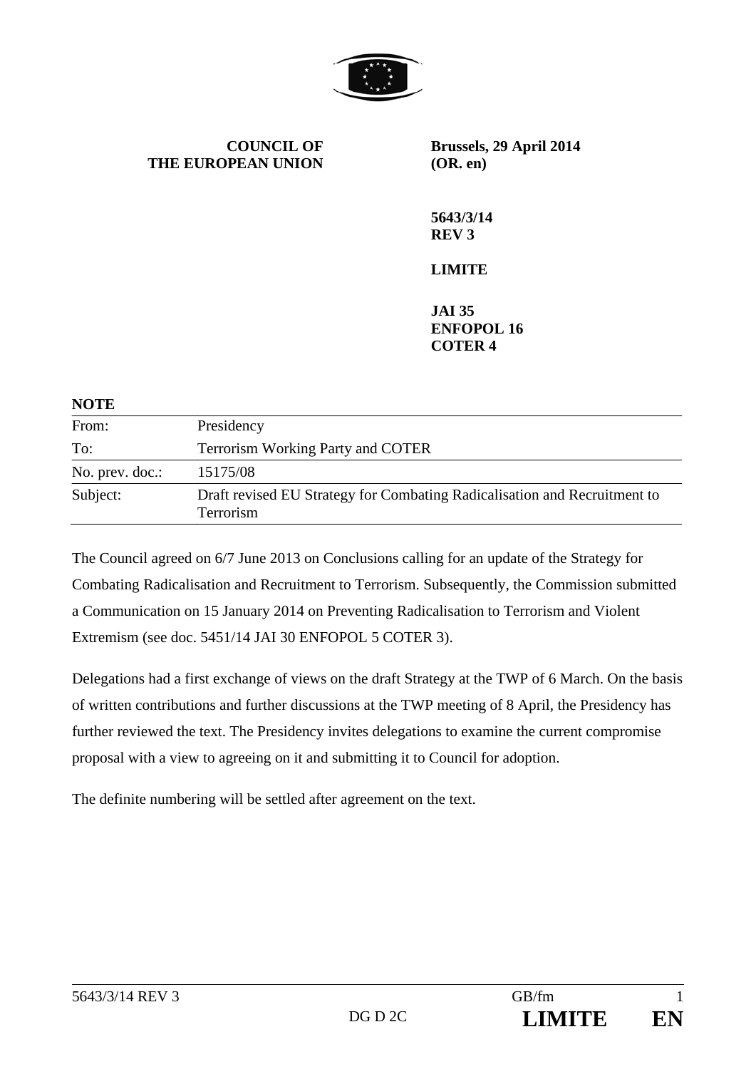**COUNCIL OF THE EUROPEAN UNION**

**Brussels, 29 April 2014 (OR. en)**

**5643/3/14 REV 3**

**LIMITE**

**JAI 35**
**ENFOPOL 16**
**COTER 4**

**NOTE**

| | |
|---|---|
| From: | Presidency |
| To: | Terrorism Working Party and COTER |
| No. prev. doc.: | 15175/08 |
| Subject: | Draft revised EU Strategy for Combating Radicalisation and Recruitment to Terrorism |

The Council agreed on 6/7 June 2013 on Conclusions calling for an update of the Strategy for Combating Radicalisation and Recruitment to Terrorism. Subsequently, the Commission submitted a Communication on 15 January 2014 on Preventing Radicalisation to Terrorism and Violent Extremism (see doc. 5451/14 JAI 30 ENFOPOL 5 COTER 3).

Delegations had a first exchange of views on the draft Strategy at the TWP of 6 March. On the basis of written contributions and further discussions at the TWP meeting of 8 April, the Presidency has further reviewed the text. The Presidency invites delegations to examine the current compromise proposal with a view to agreeing on it and submitting it to Council for adoption.

The definite numbering will be settled after agreement on the text.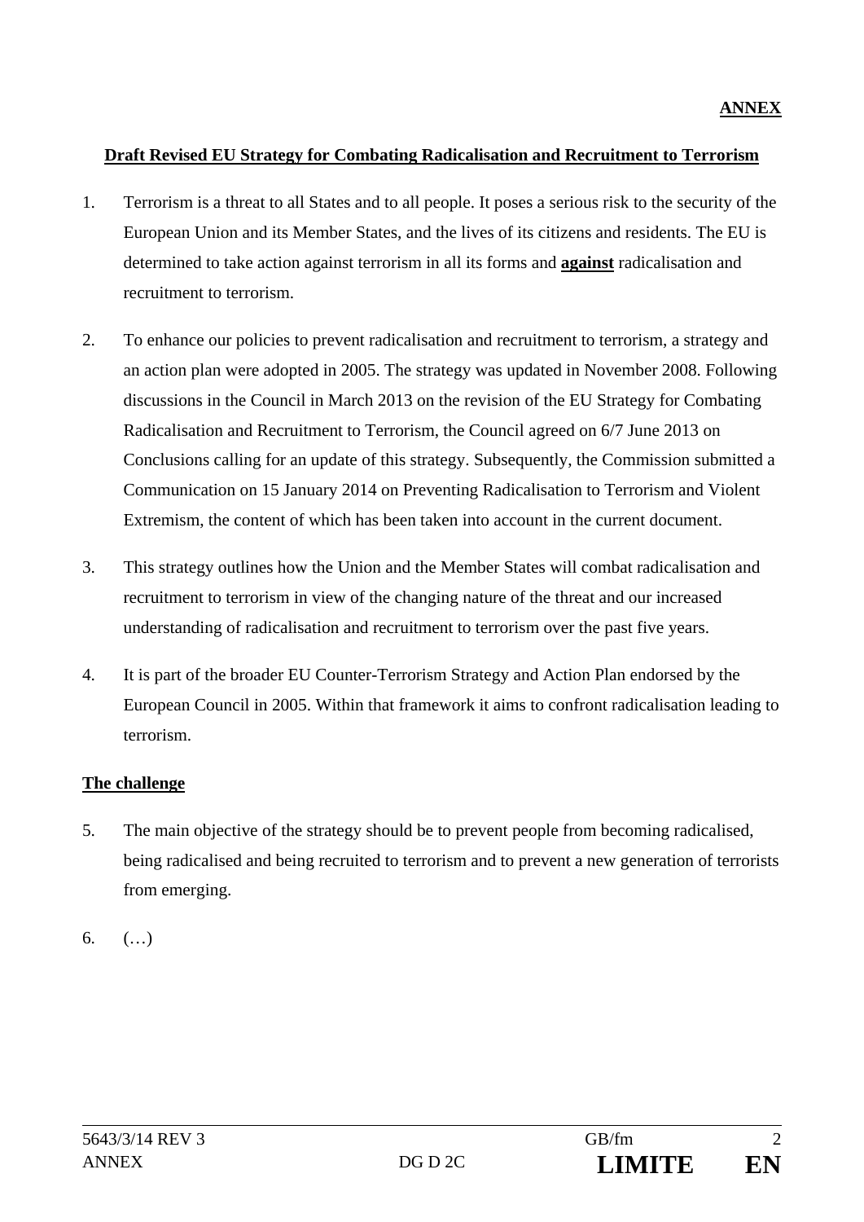**ANNEX**

**Draft Revised EU Strategy for Combating Radicalisation and Recruitment to Terrorism**

1. Terrorism is a threat to all States and to all people. It poses a serious risk to the security of the European Union and its Member States, and the lives of its citizens and residents. The EU is determined to take action against terrorism in all its forms and **against** radicalisation and recruitment to terrorism.

2. To enhance our policies to prevent radicalisation and recruitment to terrorism, a strategy and an action plan were adopted in 2005. The strategy was updated in November 2008. Following discussions in the Council in March 2013 on the revision of the EU Strategy for Combating Radicalisation and Recruitment to Terrorism, the Council agreed on 6/7 June 2013 on Conclusions calling for an update of this strategy. Subsequently, the Commission submitted a Communication on 15 January 2014 on Preventing Radicalisation to Terrorism and Violent Extremism, the content of which has been taken into account in the current document.

3. This strategy outlines how the Union and the Member States will combat radicalisation and recruitment to terrorism in view of the changing nature of the threat and our increased understanding of radicalisation and recruitment to terrorism over the past five years.

4. It is part of the broader EU Counter-Terrorism Strategy and Action Plan endorsed by the European Council in 2005. Within that framework it aims to confront radicalisation leading to terrorism.

**The challenge**

5. The main objective of the strategy should be to prevent people from becoming radicalised, being radicalised and being recruited to terrorism and to prevent a new generation of terrorists from emerging.

6. (…)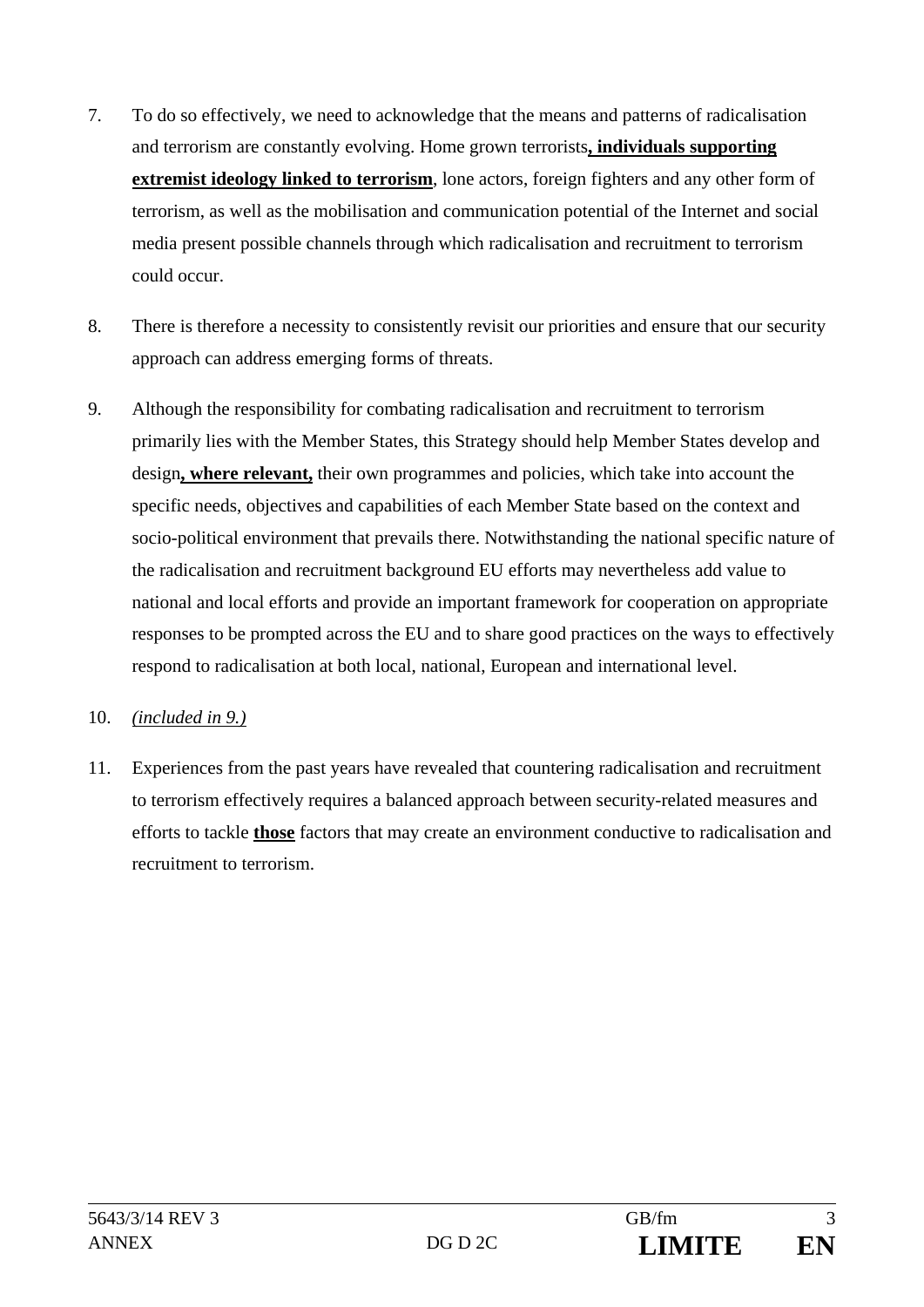7. To do so effectively, we need to acknowledge that the means and patterns of radicalisation and terrorism are constantly evolving. Home grown terrorists**, individuals supporting extremist ideology linked to terrorism**, lone actors, foreign fighters and any other form of terrorism, as well as the mobilisation and communication potential of the Internet and social media present possible channels through which radicalisation and recruitment to terrorism could occur.

8. There is therefore a necessity to consistently revisit our priorities and ensure that our security approach can address emerging forms of threats.

9. Although the responsibility for combating radicalisation and recruitment to terrorism primarily lies with the Member States, this Strategy should help Member States develop and design**, where relevant,** their own programmes and policies, which take into account the specific needs, objectives and capabilities of each Member State based on the context and socio-political environment that prevails there. Notwithstanding the national specific nature of the radicalisation and recruitment background EU efforts may nevertheless add value to national and local efforts and provide an important framework for cooperation on appropriate responses to be prompted across the EU and to share good practices on the ways to effectively respond to radicalisation at both local, national, European and international level.

10. *(included in 9.)*

11. Experiences from the past years have revealed that countering radicalisation and recruitment to terrorism effectively requires a balanced approach between security-related measures and efforts to tackle **those** factors that may create an environment conductive to radicalisation and recruitment to terrorism.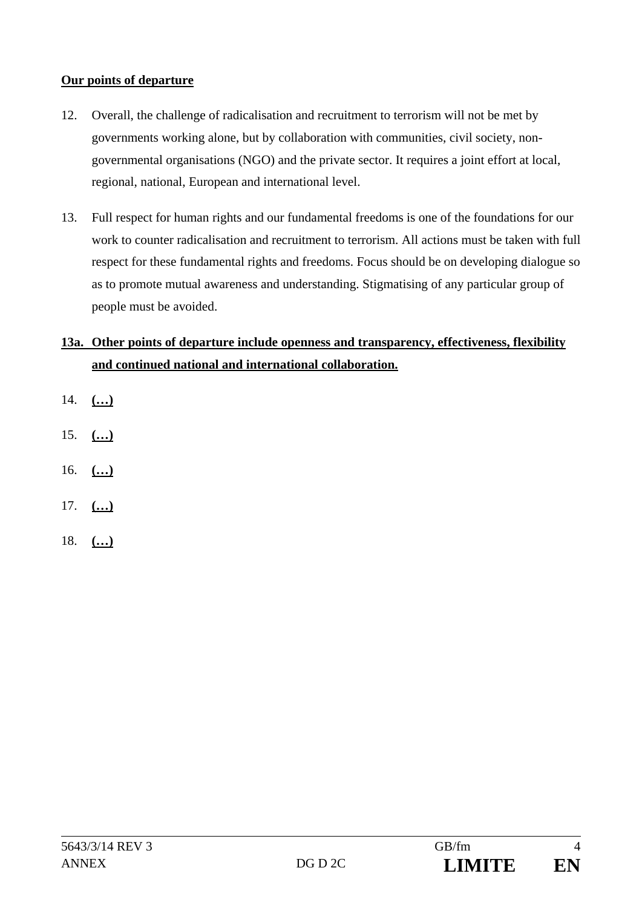**Our points of departure**

12. Overall, the challenge of radicalisation and recruitment to terrorism will not be met by governments working alone, but by collaboration with communities, civil society, non-governmental organisations (NGO) and the private sector. It requires a joint effort at local, regional, national, European and international level.

13. Full respect for human rights and our fundamental freedoms is one of the foundations for our work to counter radicalisation and recruitment to terrorism. All actions must be taken with full respect for these fundamental rights and freedoms. Focus should be on developing dialogue so as to promote mutual awareness and understanding. Stigmatising of any particular group of people must be avoided.

**13a. Other points of departure include openness and transparency, effectiveness, flexibility and continued national and international collaboration.**

14. **(…)**

15. **(…)**

16. **(…)**

17. **(…)**

18. **(…)**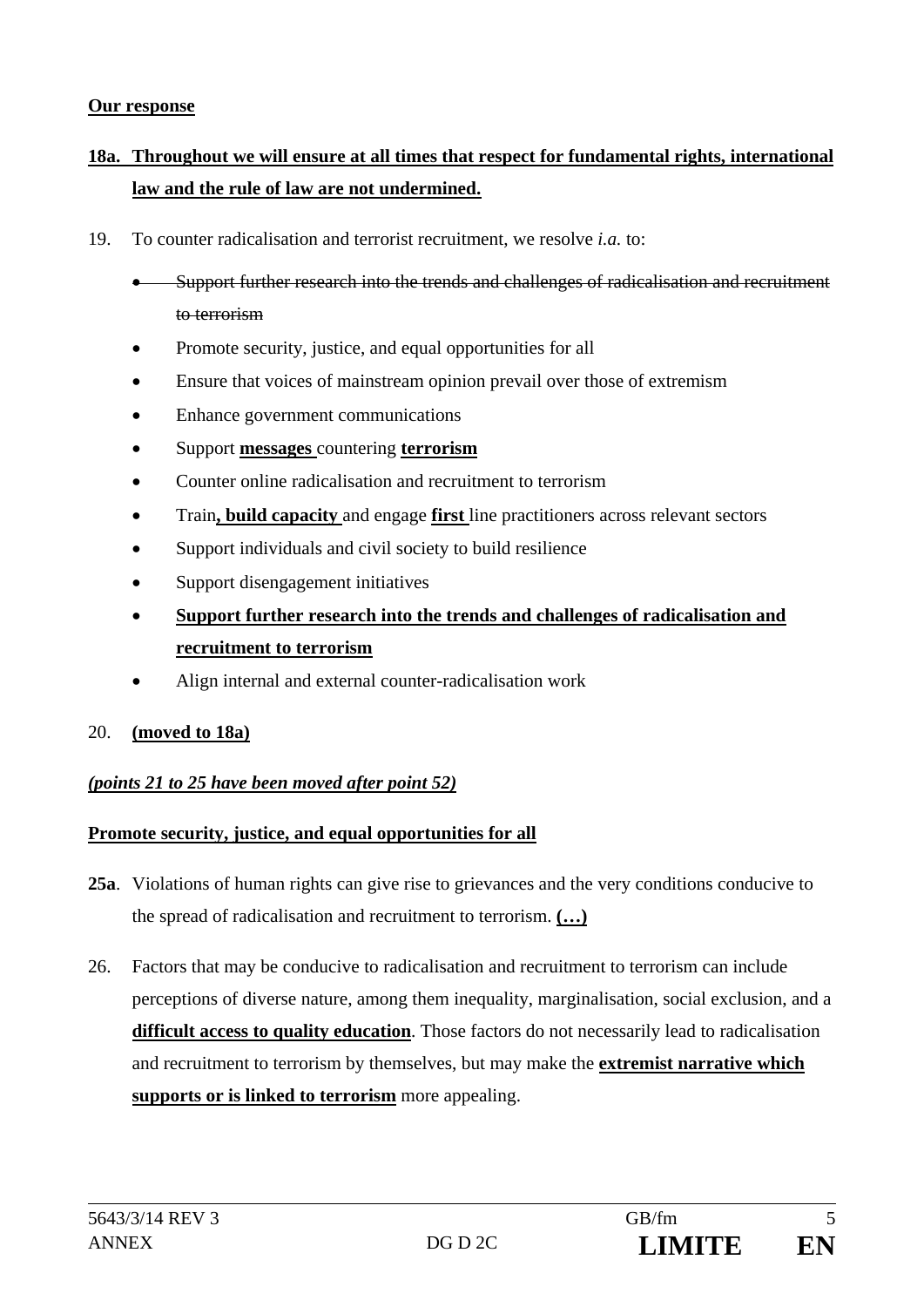**Our response**

**18a. Throughout we will ensure at all times that respect for fundamental rights, international law and the rule of law are not undermined.**

19. To counter radicalisation and terrorist recruitment, we resolve *i.a.* to:

- ~~Support further research into the trends and challenges of radicalisation and recruitment to terrorism~~
- Promote security, justice, and equal opportunities for all
- Ensure that voices of mainstream opinion prevail over those of extremism
- Enhance government communications
- Support **messages** countering **terrorism**
- Counter online radicalisation and recruitment to terrorism
- Train**, build capacity** and engage **first** line practitioners across relevant sectors
- Support individuals and civil society to build resilience
- Support disengagement initiatives
- **Support further research into the trends and challenges of radicalisation and recruitment to terrorism**
- Align internal and external counter-radicalisation work

20. **(moved to 18a)**

***(points 21 to 25 have been moved after point 52)***

**Promote security, justice, and equal opportunities for all**

**25a**. Violations of human rights can give rise to grievances and the very conditions conducive to the spread of radicalisation and recruitment to terrorism. **(…)**

26. Factors that may be conducive to radicalisation and recruitment to terrorism can include perceptions of diverse nature, among them inequality, marginalisation, social exclusion, and a **difficult access to quality education**. Those factors do not necessarily lead to radicalisation and recruitment to terrorism by themselves, but may make the **extremist narrative which supports or is linked to terrorism** more appealing.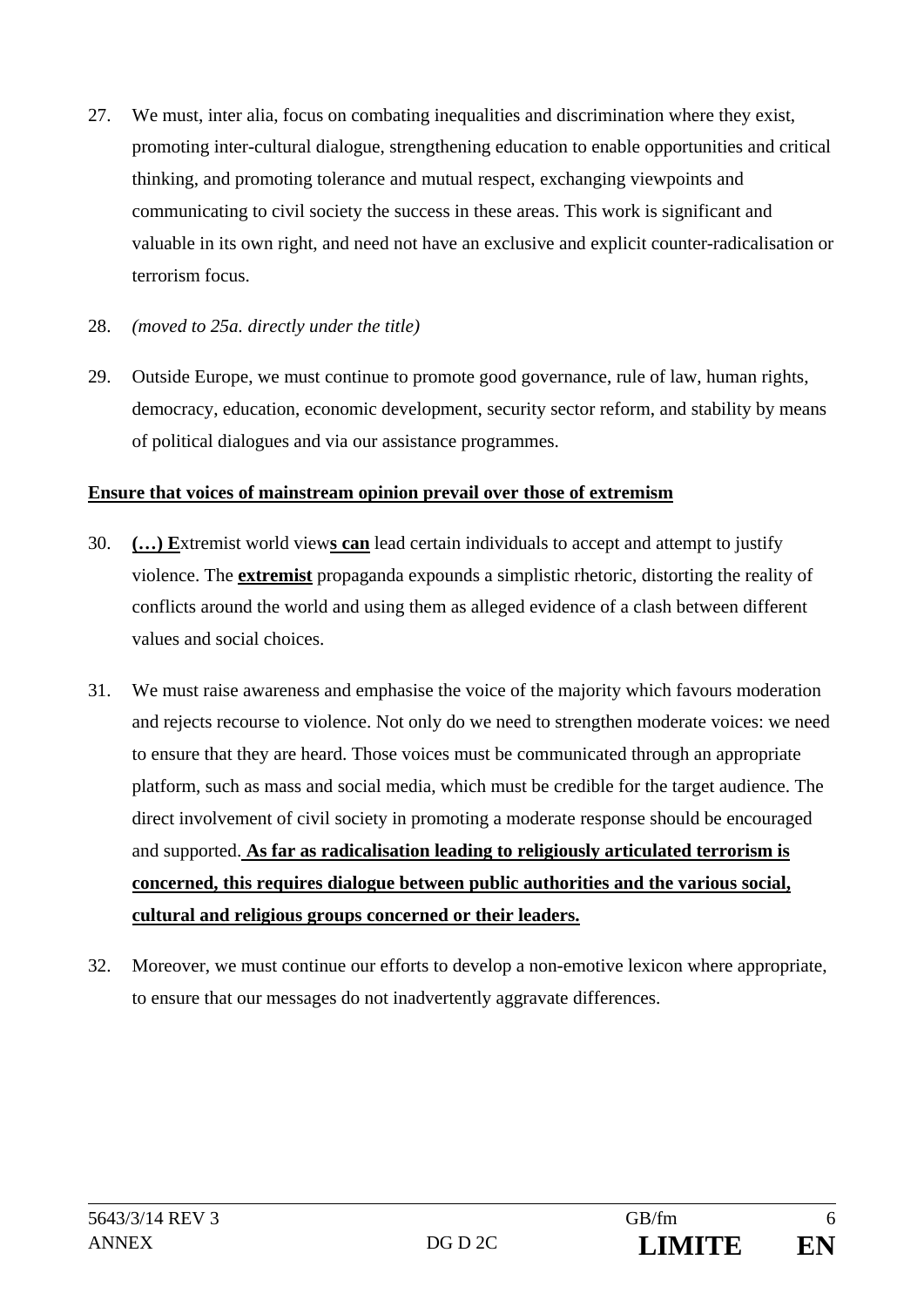27. We must, inter alia, focus on combating inequalities and discrimination where they exist, promoting inter-cultural dialogue, strengthening education to enable opportunities and critical thinking, and promoting tolerance and mutual respect, exchanging viewpoints and communicating to civil society the success in these areas. This work is significant and valuable in its own right, and need not have an exclusive and explicit counter-radicalisation or terrorism focus.

28. *(moved to 25a. directly under the title)*

29. Outside Europe, we must continue to promote good governance, rule of law, human rights, democracy, education, economic development, security sector reform, and stability by means of political dialogues and via our assistance programmes.

**<u>Ensure that voices of mainstream opinion prevail over those of extremism</u>**

30. **<u>(…) E</u>**xtremist world view**<u>s can</u>** lead certain individuals to accept and attempt to justify violence. The **<u>extremist</u>** propaganda expounds a simplistic rhetoric, distorting the reality of conflicts around the world and using them as alleged evidence of a clash between different values and social choices.

31. We must raise awareness and emphasise the voice of the majority which favours moderation and rejects recourse to violence. Not only do we need to strengthen moderate voices: we need to ensure that they are heard. Those voices must be communicated through an appropriate platform, such as mass and social media, which must be credible for the target audience. The direct involvement of civil society in promoting a moderate response should be encouraged and supported. **<u>As far as radicalisation leading to religiously articulated terrorism is concerned, this requires dialogue between public authorities and the various social, cultural and religious groups concerned or their leaders.</u>**

32. Moreover, we must continue our efforts to develop a non-emotive lexicon where appropriate, to ensure that our messages do not inadvertently aggravate differences.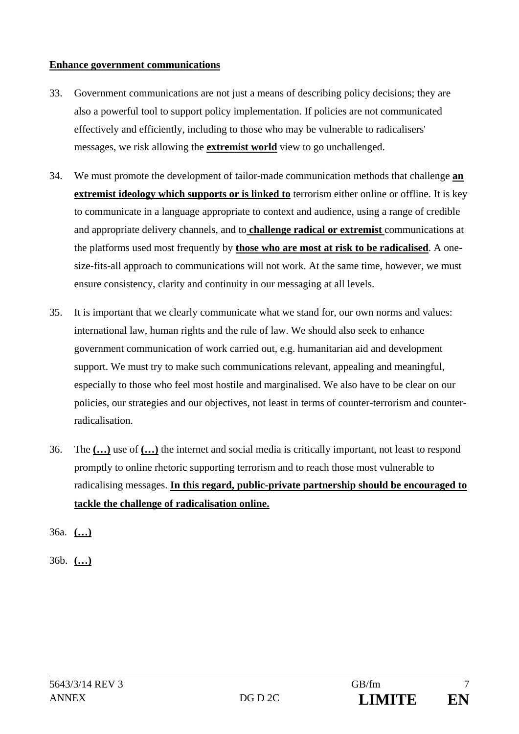**Enhance government communications**

33. Government communications are not just a means of describing policy decisions; they are also a powerful tool to support policy implementation. If policies are not communicated effectively and efficiently, including to those who may be vulnerable to radicalisers' messages, we risk allowing the **extremist world** view to go unchallenged.

34. We must promote the development of tailor-made communication methods that challenge **an extremist ideology which supports or is linked to** terrorism either online or offline. It is key to communicate in a language appropriate to context and audience, using a range of credible and appropriate delivery channels, and to **challenge radical or extremist** communications at the platforms used most frequently by **those who are most at risk to be radicalised**. A one-size-fits-all approach to communications will not work. At the same time, however, we must ensure consistency, clarity and continuity in our messaging at all levels.

35. It is important that we clearly communicate what we stand for, our own norms and values: international law, human rights and the rule of law. We should also seek to enhance government communication of work carried out, e.g. humanitarian aid and development support. We must try to make such communications relevant, appealing and meaningful, especially to those who feel most hostile and marginalised. We also have to be clear on our policies, our strategies and our objectives, not least in terms of counter-terrorism and counter-radicalisation.

36. The **(…)** use of **(…)** the internet and social media is critically important, not least to respond promptly to online rhetoric supporting terrorism and to reach those most vulnerable to radicalising messages. **In this regard, public-private partnership should be encouraged to tackle the challenge of radicalisation online.**

36a. **(…)**

36b. **(…)**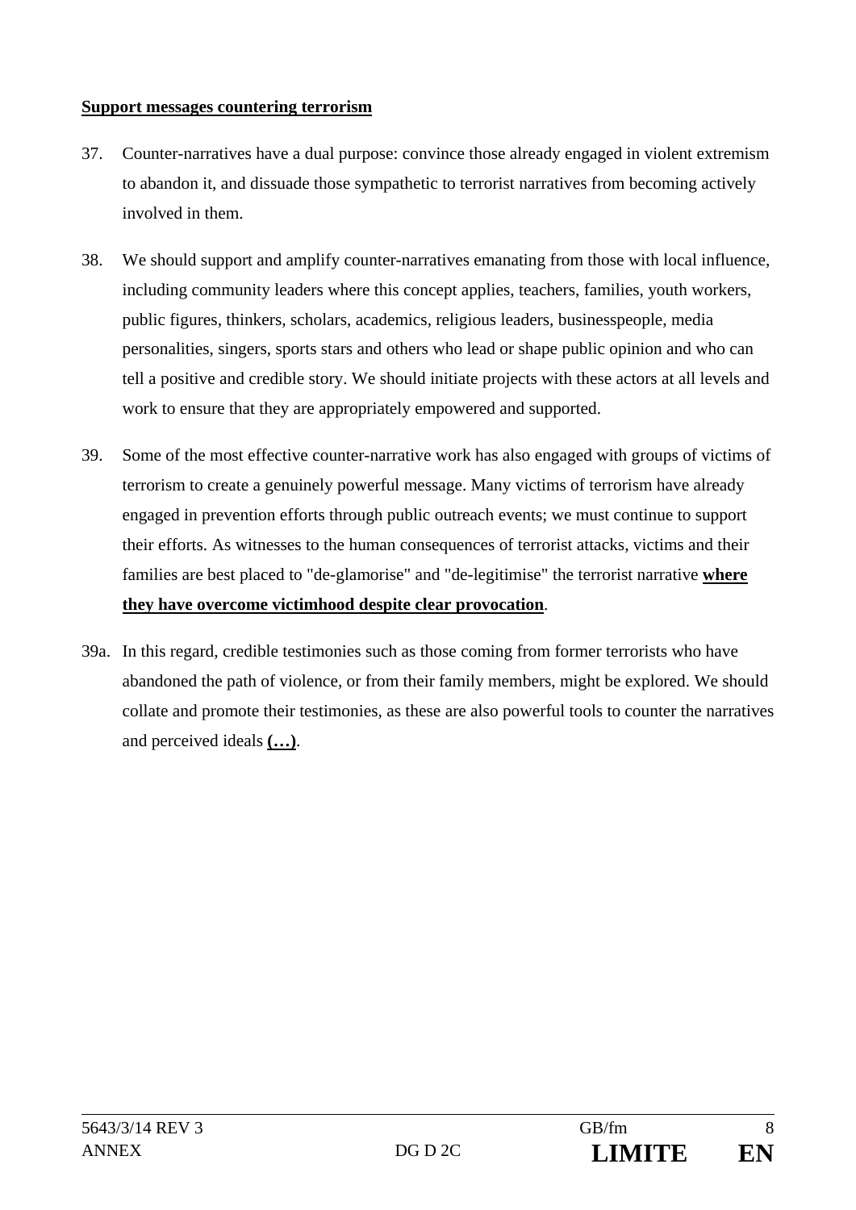**<u>Support messages countering terrorism</u>**

37. Counter-narratives have a dual purpose: convince those already engaged in violent extremism to abandon it, and dissuade those sympathetic to terrorist narratives from becoming actively involved in them.

38. We should support and amplify counter-narratives emanating from those with local influence, including community leaders where this concept applies, teachers, families, youth workers, public figures, thinkers, scholars, academics, religious leaders, businesspeople, media personalities, singers, sports stars and others who lead or shape public opinion and who can tell a positive and credible story. We should initiate projects with these actors at all levels and work to ensure that they are appropriately empowered and supported.

39. Some of the most effective counter-narrative work has also engaged with groups of victims of terrorism to create a genuinely powerful message. Many victims of terrorism have already engaged in prevention efforts through public outreach events; we must continue to support their efforts. As witnesses to the human consequences of terrorist attacks, victims and their families are best placed to "de-glamorise" and "de-legitimise" the terrorist narrative **<u>where they have overcome victimhood despite clear provocation</u>**.

39a. In this regard, credible testimonies such as those coming from former terrorists who have abandoned the path of violence, or from their family members, might be explored. We should collate and promote their testimonies, as these are also powerful tools to counter the narratives and perceived ideals **<u>(…)</u>**.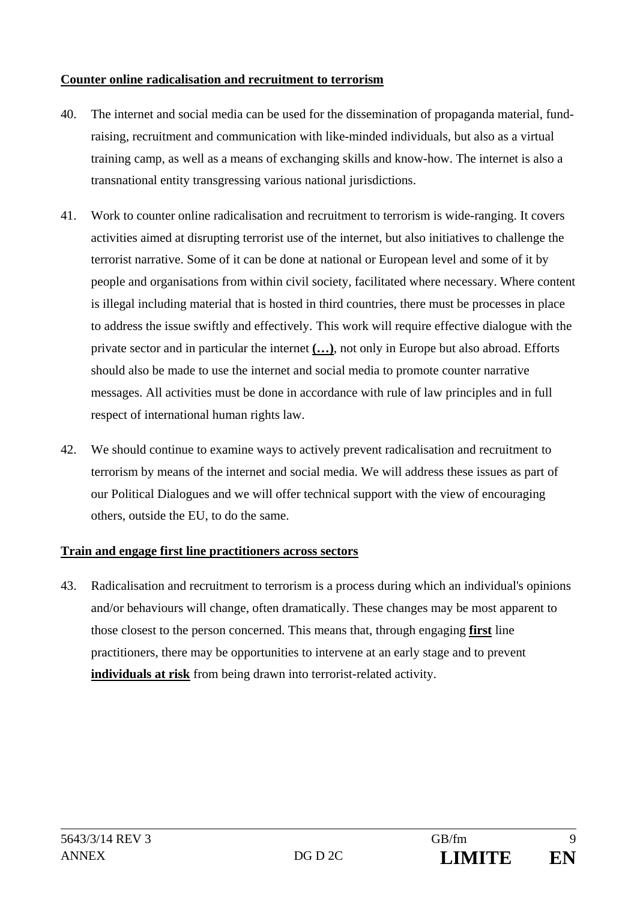**Counter online radicalisation and recruitment to terrorism**

40. The internet and social media can be used for the dissemination of propaganda material, fund-raising, recruitment and communication with like-minded individuals, but also as a virtual training camp, as well as a means of exchanging skills and know-how. The internet is also a transnational entity transgressing various national jurisdictions.

41. Work to counter online radicalisation and recruitment to terrorism is wide-ranging. It covers activities aimed at disrupting terrorist use of the internet, but also initiatives to challenge the terrorist narrative. Some of it can be done at national or European level and some of it by people and organisations from within civil society, facilitated where necessary. Where content is illegal including material that is hosted in third countries, there must be processes in place to address the issue swiftly and effectively. This work will require effective dialogue with the private sector and in particular the internet **(…)**, not only in Europe but also abroad. Efforts should also be made to use the internet and social media to promote counter narrative messages. All activities must be done in accordance with rule of law principles and in full respect of international human rights law.

42. We should continue to examine ways to actively prevent radicalisation and recruitment to terrorism by means of the internet and social media. We will address these issues as part of our Political Dialogues and we will offer technical support with the view of encouraging others, outside the EU, to do the same.

**Train and engage first line practitioners across sectors**

43. Radicalisation and recruitment to terrorism is a process during which an individual's opinions and/or behaviours will change, often dramatically. These changes may be most apparent to those closest to the person concerned. This means that, through engaging **first** line practitioners, there may be opportunities to intervene at an early stage and to prevent **individuals at risk** from being drawn into terrorist-related activity.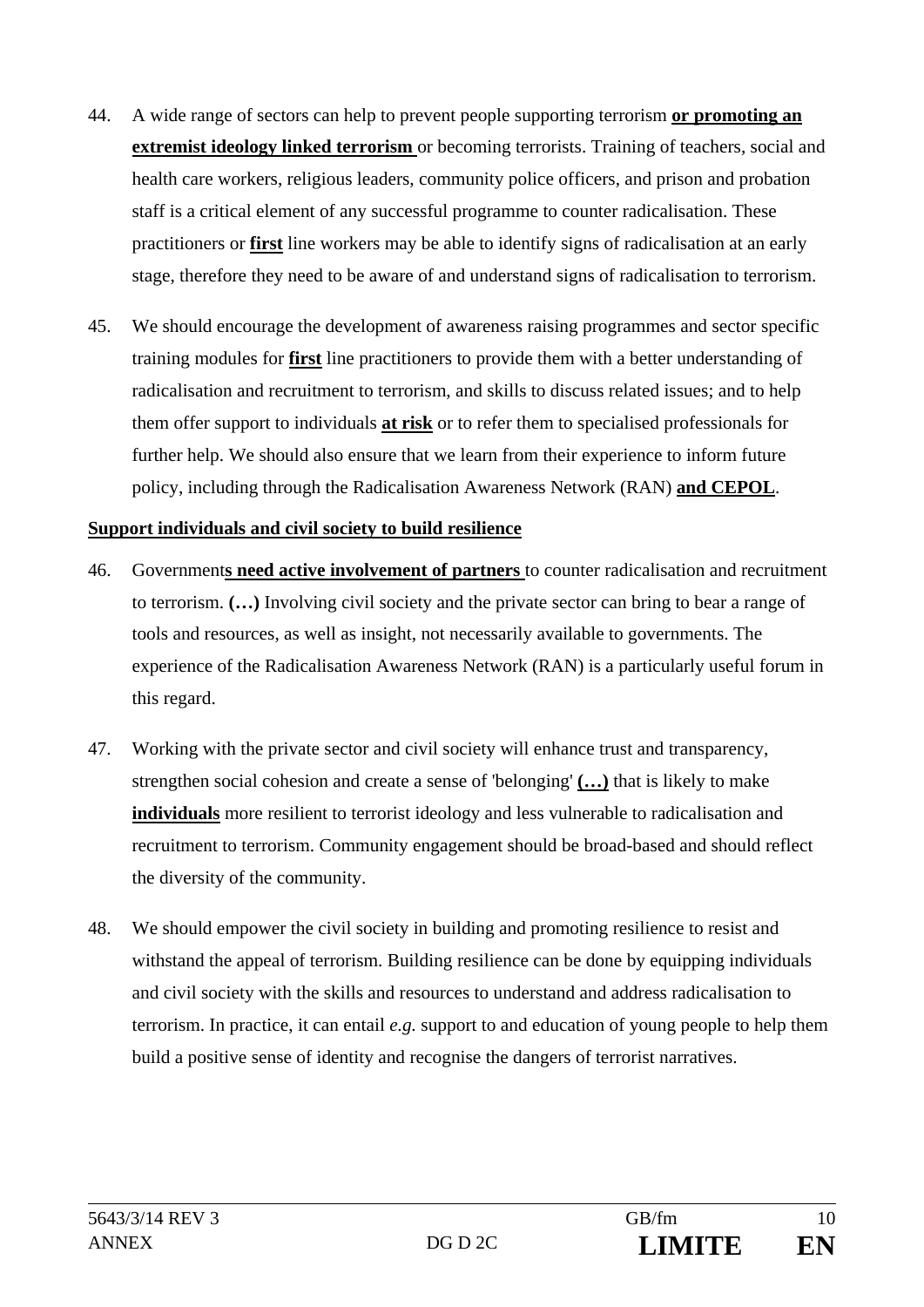44. A wide range of sectors can help to prevent people supporting terrorism **or promoting an extremist ideology linked terrorism** or becoming terrorists. Training of teachers, social and health care workers, religious leaders, community police officers, and prison and probation staff is a critical element of any successful programme to counter radicalisation. These practitioners or **first** line workers may be able to identify signs of radicalisation at an early stage, therefore they need to be aware of and understand signs of radicalisation to terrorism.

45. We should encourage the development of awareness raising programmes and sector specific training modules for **first** line practitioners to provide them with a better understanding of radicalisation and recruitment to terrorism, and skills to discuss related issues; and to help them offer support to individuals **at risk** or to refer them to specialised professionals for further help. We should also ensure that we learn from their experience to inform future policy, including through the Radicalisation Awareness Network (RAN) **and CEPOL**.

**Support individuals and civil society to build resilience**

46. Government**s need active involvement of partners** to counter radicalisation and recruitment to terrorism. **(…)** Involving civil society and the private sector can bring to bear a range of tools and resources, as well as insight, not necessarily available to governments. The experience of the Radicalisation Awareness Network (RAN) is a particularly useful forum in this regard.

47. Working with the private sector and civil society will enhance trust and transparency, strengthen social cohesion and create a sense of 'belonging' **(…)** that is likely to make **individuals** more resilient to terrorist ideology and less vulnerable to radicalisation and recruitment to terrorism. Community engagement should be broad-based and should reflect the diversity of the community.

48. We should empower the civil society in building and promoting resilience to resist and withstand the appeal of terrorism. Building resilience can be done by equipping individuals and civil society with the skills and resources to understand and address radicalisation to terrorism. In practice, it can entail *e.g.* support to and education of young people to help them build a positive sense of identity and recognise the dangers of terrorist narratives.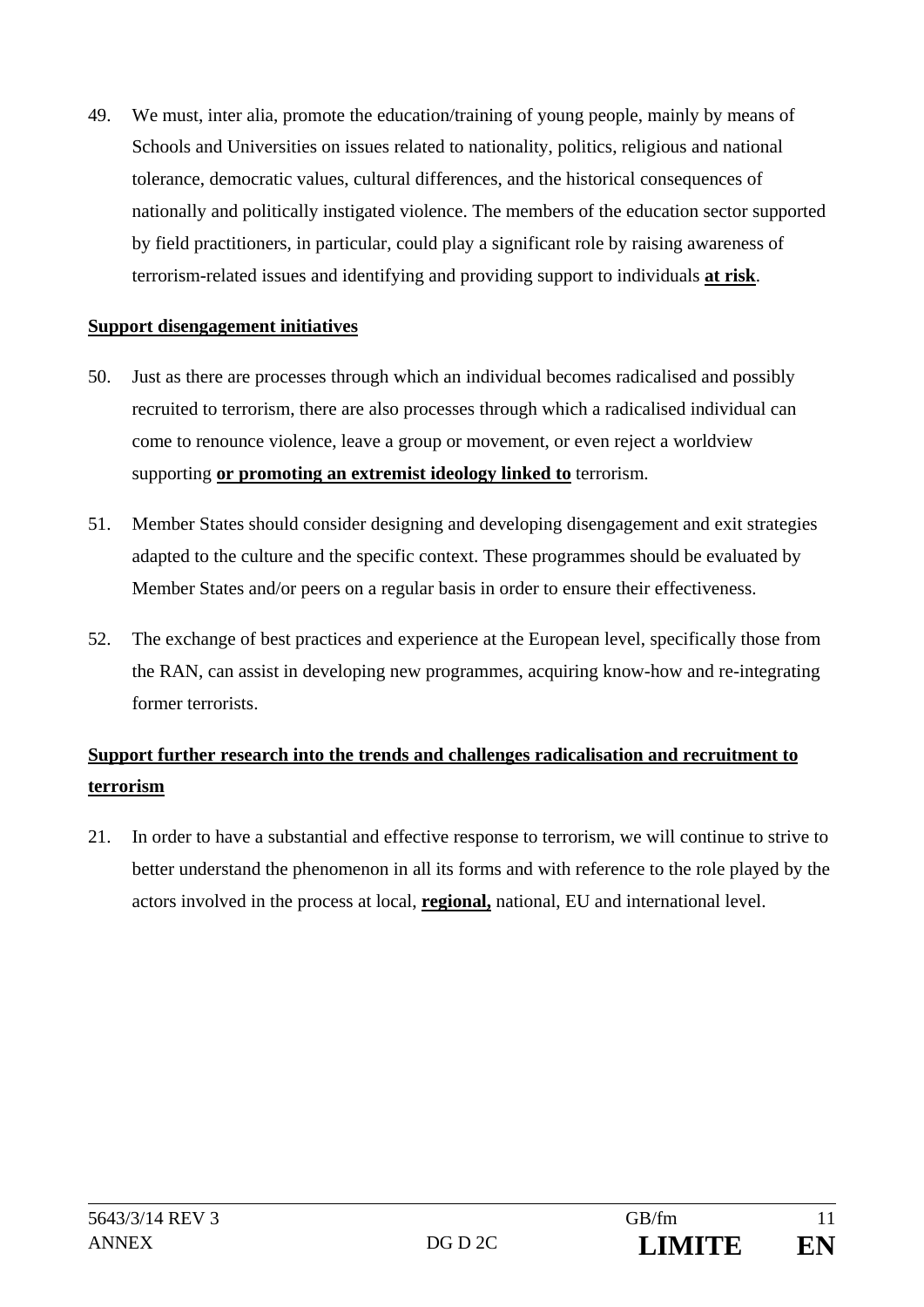49. We must, inter alia, promote the education/training of young people, mainly by means of Schools and Universities on issues related to nationality, politics, religious and national tolerance, democratic values, cultural differences, and the historical consequences of nationally and politically instigated violence. The members of the education sector supported by field practitioners, in particular, could play a significant role by raising awareness of terrorism-related issues and identifying and providing support to individuals **at risk**.

**Support disengagement initiatives**

50. Just as there are processes through which an individual becomes radicalised and possibly recruited to terrorism, there are also processes through which a radicalised individual can come to renounce violence, leave a group or movement, or even reject a worldview supporting **or promoting an extremist ideology linked to** terrorism.

51. Member States should consider designing and developing disengagement and exit strategies adapted to the culture and the specific context. These programmes should be evaluated by Member States and/or peers on a regular basis in order to ensure their effectiveness.

52. The exchange of best practices and experience at the European level, specifically those from the RAN, can assist in developing new programmes, acquiring know-how and re-integrating former terrorists.

**Support further research into the trends and challenges radicalisation and recruitment to terrorism**

21. In order to have a substantial and effective response to terrorism, we will continue to strive to better understand the phenomenon in all its forms and with reference to the role played by the actors involved in the process at local, **regional,** national, EU and international level.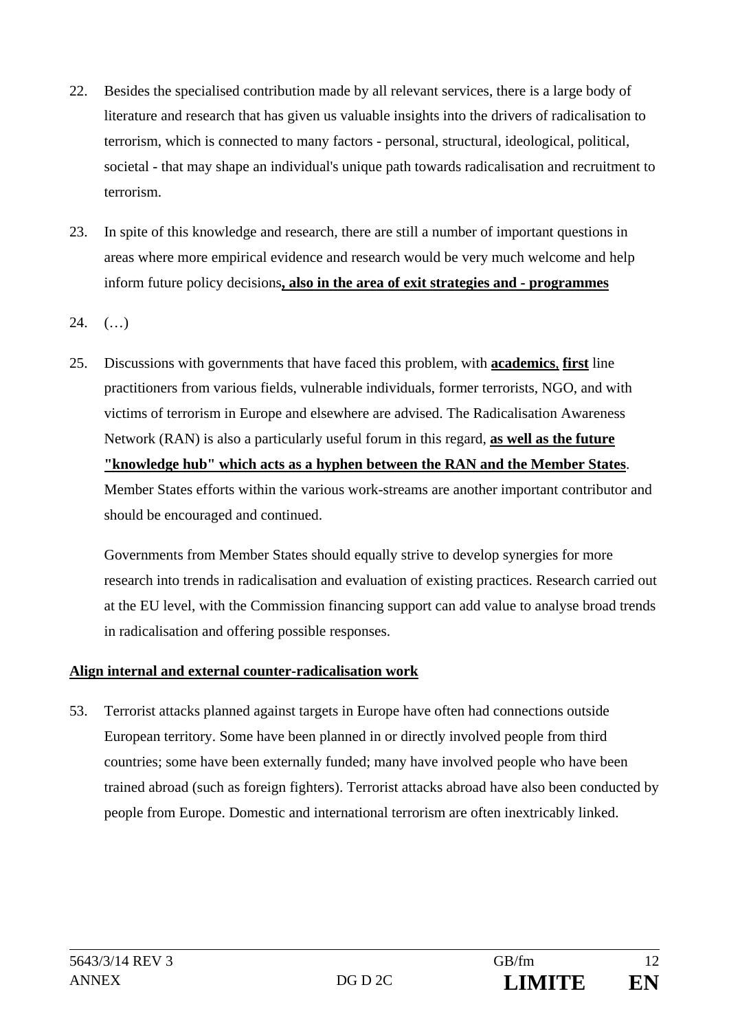22. Besides the specialised contribution made by all relevant services, there is a large body of literature and research that has given us valuable insights into the drivers of radicalisation to terrorism, which is connected to many factors - personal, structural, ideological, political, societal - that may shape an individual's unique path towards radicalisation and recruitment to terrorism.

23. In spite of this knowledge and research, there are still a number of important questions in areas where more empirical evidence and research would be very much welcome and help inform future policy decisions**<u>, also in the area of exit strategies and - programmes</u>**

24. (…)

25. Discussions with governments that have faced this problem, with **<u>academics</u>**, **<u>first</u>** line practitioners from various fields, vulnerable individuals, former terrorists, NGO, and with victims of terrorism in Europe and elsewhere are advised. The Radicalisation Awareness Network (RAN) is also a particularly useful forum in this regard, **<u>as well as the future "knowledge hub" which acts as a hyphen between the RAN and the Member States</u>**. Member States efforts within the various work-streams are another important contributor and should be encouraged and continued.

    Governments from Member States should equally strive to develop synergies for more research into trends in radicalisation and evaluation of existing practices. Research carried out at the EU level, with the Commission financing support can add value to analyse broad trends in radicalisation and offering possible responses.

**<u>Align internal and external counter-radicalisation work</u>**

53. Terrorist attacks planned against targets in Europe have often had connections outside European territory. Some have been planned in or directly involved people from third countries; some have been externally funded; many have involved people who have been trained abroad (such as foreign fighters). Terrorist attacks abroad have also been conducted by people from Europe. Domestic and international terrorism are often inextricably linked.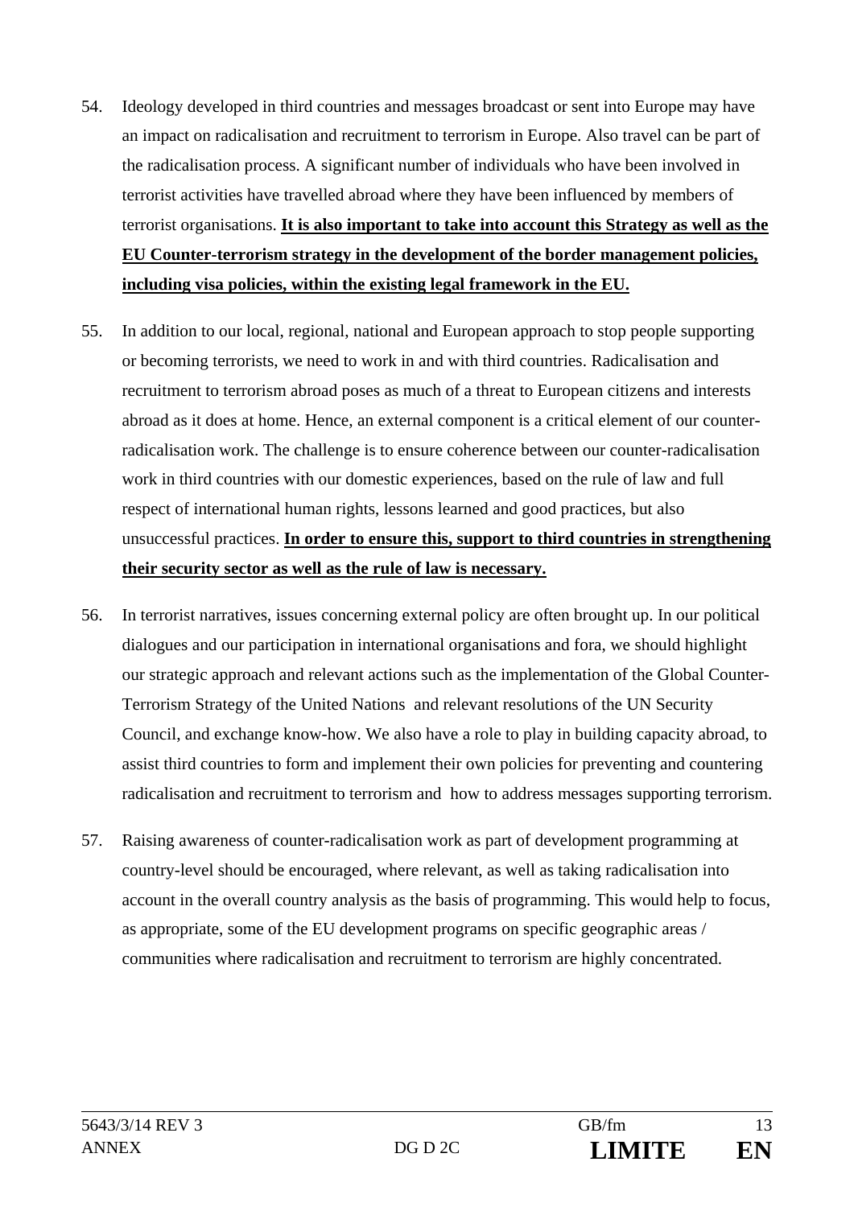54. Ideology developed in third countries and messages broadcast or sent into Europe may have an impact on radicalisation and recruitment to terrorism in Europe. Also travel can be part of the radicalisation process. A significant number of individuals who have been involved in terrorist activities have travelled abroad where they have been influenced by members of terrorist organisations. **<u>It is also important to take into account this Strategy as well as the EU Counter-terrorism strategy in the development of the border management policies, including visa policies, within the existing legal framework in the EU.</u>**

55. In addition to our local, regional, national and European approach to stop people supporting or becoming terrorists, we need to work in and with third countries. Radicalisation and recruitment to terrorism abroad poses as much of a threat to European citizens and interests abroad as it does at home. Hence, an external component is a critical element of our counter-radicalisation work. The challenge is to ensure coherence between our counter-radicalisation work in third countries with our domestic experiences, based on the rule of law and full respect of international human rights, lessons learned and good practices, but also unsuccessful practices. **<u>In order to ensure this, support to third countries in strengthening their security sector as well as the rule of law is necessary.</u>**

56. In terrorist narratives, issues concerning external policy are often brought up. In our political dialogues and our participation in international organisations and fora, we should highlight our strategic approach and relevant actions such as the implementation of the Global Counter-Terrorism Strategy of the United Nations and relevant resolutions of the UN Security Council, and exchange know-how. We also have a role to play in building capacity abroad, to assist third countries to form and implement their own policies for preventing and countering radicalisation and recruitment to terrorism and how to address messages supporting terrorism.

57. Raising awareness of counter-radicalisation work as part of development programming at country-level should be encouraged, where relevant, as well as taking radicalisation into account in the overall country analysis as the basis of programming. This would help to focus, as appropriate, some of the EU development programs on specific geographic areas / communities where radicalisation and recruitment to terrorism are highly concentrated.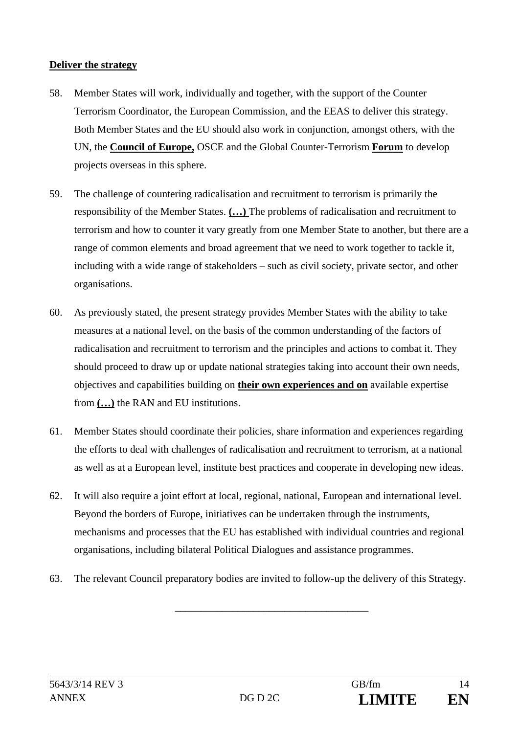**Deliver the strategy**

58. Member States will work, individually and together, with the support of the Counter Terrorism Coordinator, the European Commission, and the EEAS to deliver this strategy. Both Member States and the EU should also work in conjunction, amongst others, with the UN, the **Council of Europe,** OSCE and the Global Counter-Terrorism **Forum** to develop projects overseas in this sphere.

59. The challenge of countering radicalisation and recruitment to terrorism is primarily the responsibility of the Member States. **(…)** The problems of radicalisation and recruitment to terrorism and how to counter it vary greatly from one Member State to another, but there are a range of common elements and broad agreement that we need to work together to tackle it, including with a wide range of stakeholders – such as civil society, private sector, and other organisations.

60. As previously stated, the present strategy provides Member States with the ability to take measures at a national level, on the basis of the common understanding of the factors of radicalisation and recruitment to terrorism and the principles and actions to combat it. They should proceed to draw up or update national strategies taking into account their own needs, objectives and capabilities building on **their own experiences and on** available expertise from **(…)** the RAN and EU institutions.

61. Member States should coordinate their policies, share information and experiences regarding the efforts to deal with challenges of radicalisation and recruitment to terrorism, at a national as well as at a European level, institute best practices and cooperate in developing new ideas.

62. It will also require a joint effort at local, regional, national, European and international level. Beyond the borders of Europe, initiatives can be undertaken through the instruments, mechanisms and processes that the EU has established with individual countries and regional organisations, including bilateral Political Dialogues and assistance programmes.

63. The relevant Council preparatory bodies are invited to follow-up the delivery of this Strategy.

---